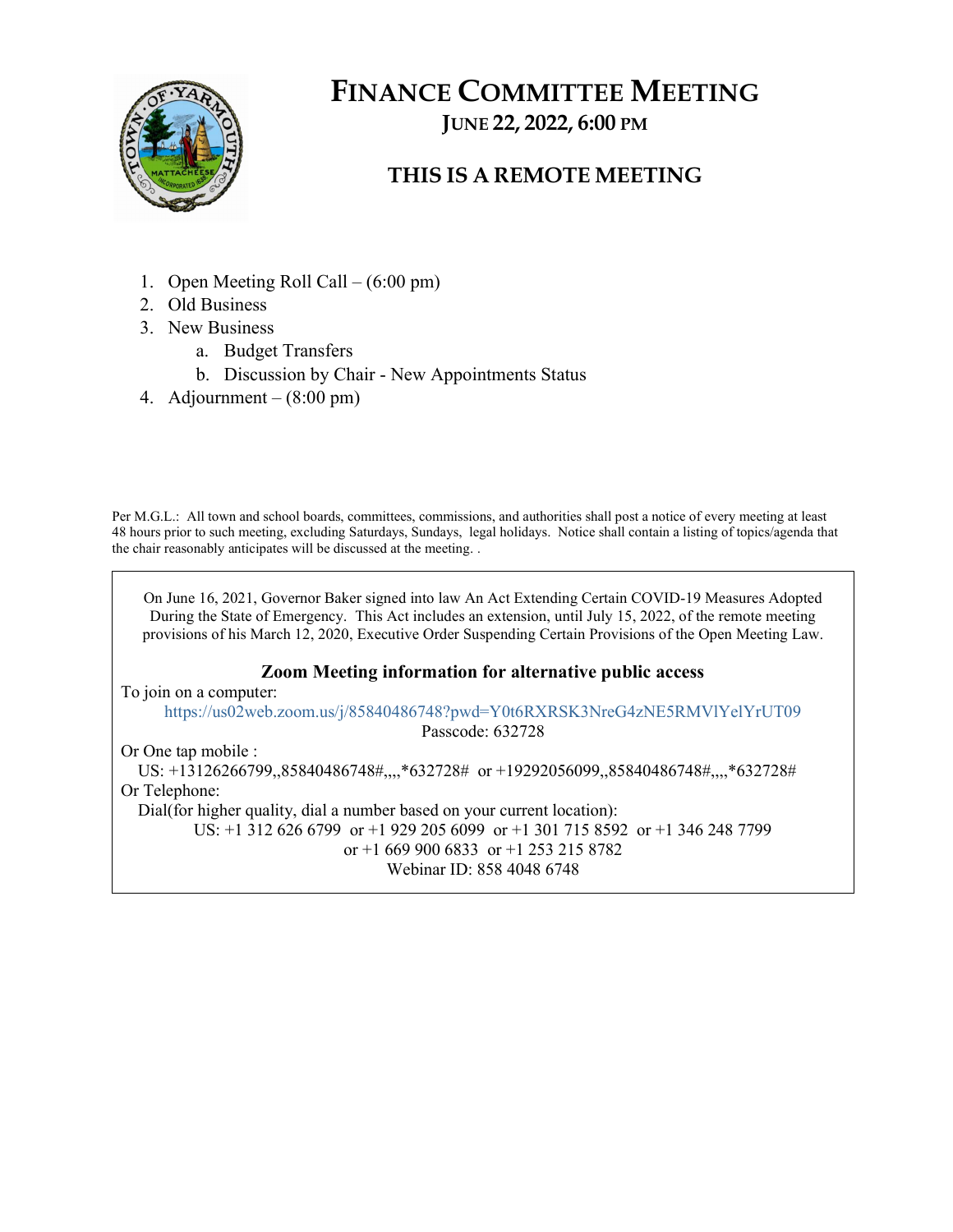# FINANCE COMMITTEE MEETING

## JUNE 22, 2022, 6:00 PM

## THIS IS A REMOTE MEETING

1. Open Meeting Roll Call – (6:00 pm)
2. Old Business
3. New Business
   a. Budget Transfers
   b. Discussion by Chair - New Appointments Status
4. Adjournment – (8:00 pm)

Per M.G.L.: All town and school boards, committees, commissions, and authorities shall post a notice of every meeting at least 48 hours prior to such meeting, excluding Saturdays, Sundays, legal holidays. Notice shall contain a listing of topics/agenda that the chair reasonably anticipates will be discussed at the meeting. .

On June 16, 2021, Governor Baker signed into law An Act Extending Certain COVID-19 Measures Adopted During the State of Emergency. This Act includes an extension, until July 15, 2022, of the remote meeting provisions of his March 12, 2020, Executive Order Suspending Certain Provisions of the Open Meeting Law.

**Zoom Meeting information for alternative public access**

To join on a computer:

https://us02web.zoom.us/j/85840486748?pwd=Y0t6RXRSK3NreG4zNE5RMVlYelYrUT09

Passcode: 632728

Or One tap mobile :

US: +13126266799,,85840486748#,,,,*632728# or +19292056099,,85840486748#,,,,*632728#

Or Telephone:

Dial(for higher quality, dial a number based on your current location):

US: +1 312 626 6799 or +1 929 205 6099 or +1 301 715 8592 or +1 346 248 7799 or +1 669 900 6833 or +1 253 215 8782

Webinar ID: 858 4048 6748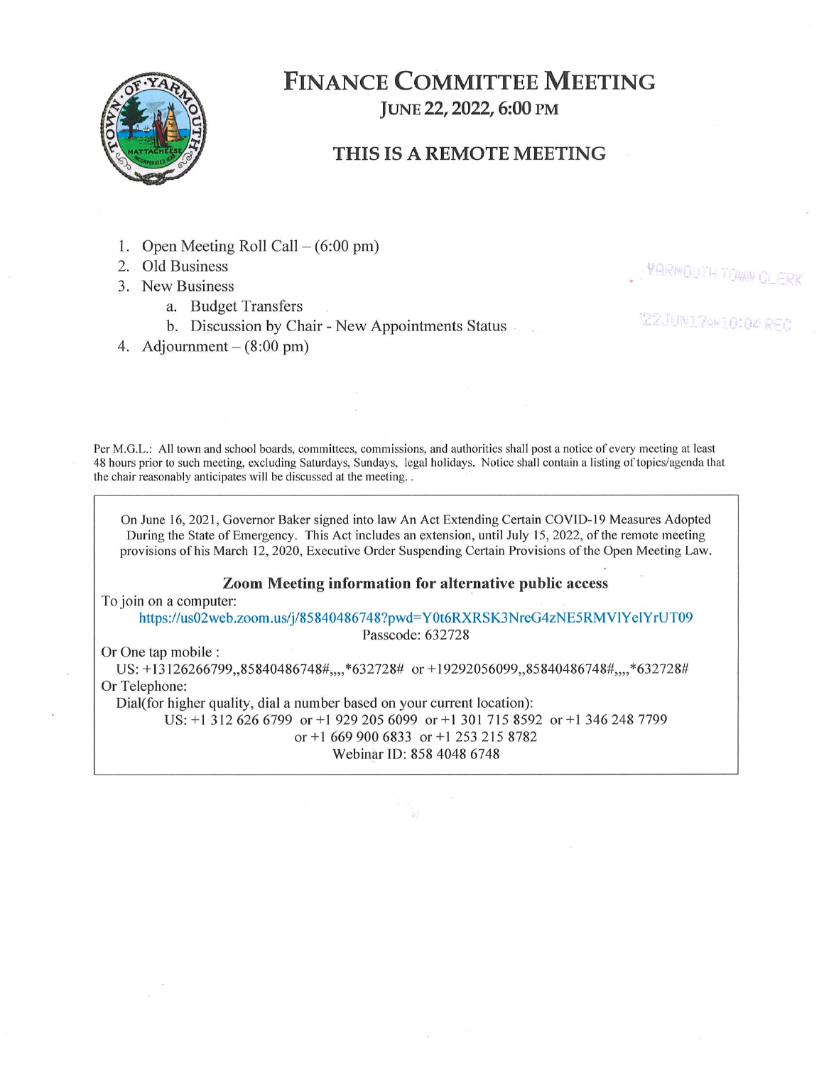# FINANCE COMMITTEE MEETING

## JUNE 22, 2022, 6:00 PM

## THIS IS A REMOTE MEETING

YARMOUTH TOWN CLERK

'22JUN17AM10:04 REC

1. Open Meeting Roll Call – (6:00 pm)
2. Old Business
3. New Business
   a. Budget Transfers
   b. Discussion by Chair - New Appointments Status
4. Adjournment – (8:00 pm)

Per M.G.L.: All town and school boards, committees, commissions, and authorities shall post a notice of every meeting at least 48 hours prior to such meeting, excluding Saturdays, Sundays, legal holidays. Notice shall contain a listing of topics/agenda that the chair reasonably anticipates will be discussed at the meeting. .

On June 16, 2021, Governor Baker signed into law An Act Extending Certain COVID-19 Measures Adopted During the State of Emergency. This Act includes an extension, until July 15, 2022, of the remote meeting provisions of his March 12, 2020, Executive Order Suspending Certain Provisions of the Open Meeting Law.

**Zoom Meeting information for alternative public access**

To join on a computer:

https://us02web.zoom.us/j/85840486748?pwd=Y0t6RXRSK3NreG4zNE5RMVlYelYrUT09

Passcode: 632728

Or One tap mobile :

US: +13126266799,,85840486748#,,,,*632728# or +19292056099,,85840486748#,,,,*632728#

Or Telephone:

Dial(for higher quality, dial a number based on your current location):

US: +1 312 626 6799 or +1 929 205 6099 or +1 301 715 8592 or +1 346 248 7799 or +1 669 900 6833 or +1 253 215 8782

Webinar ID: 858 4048 6748